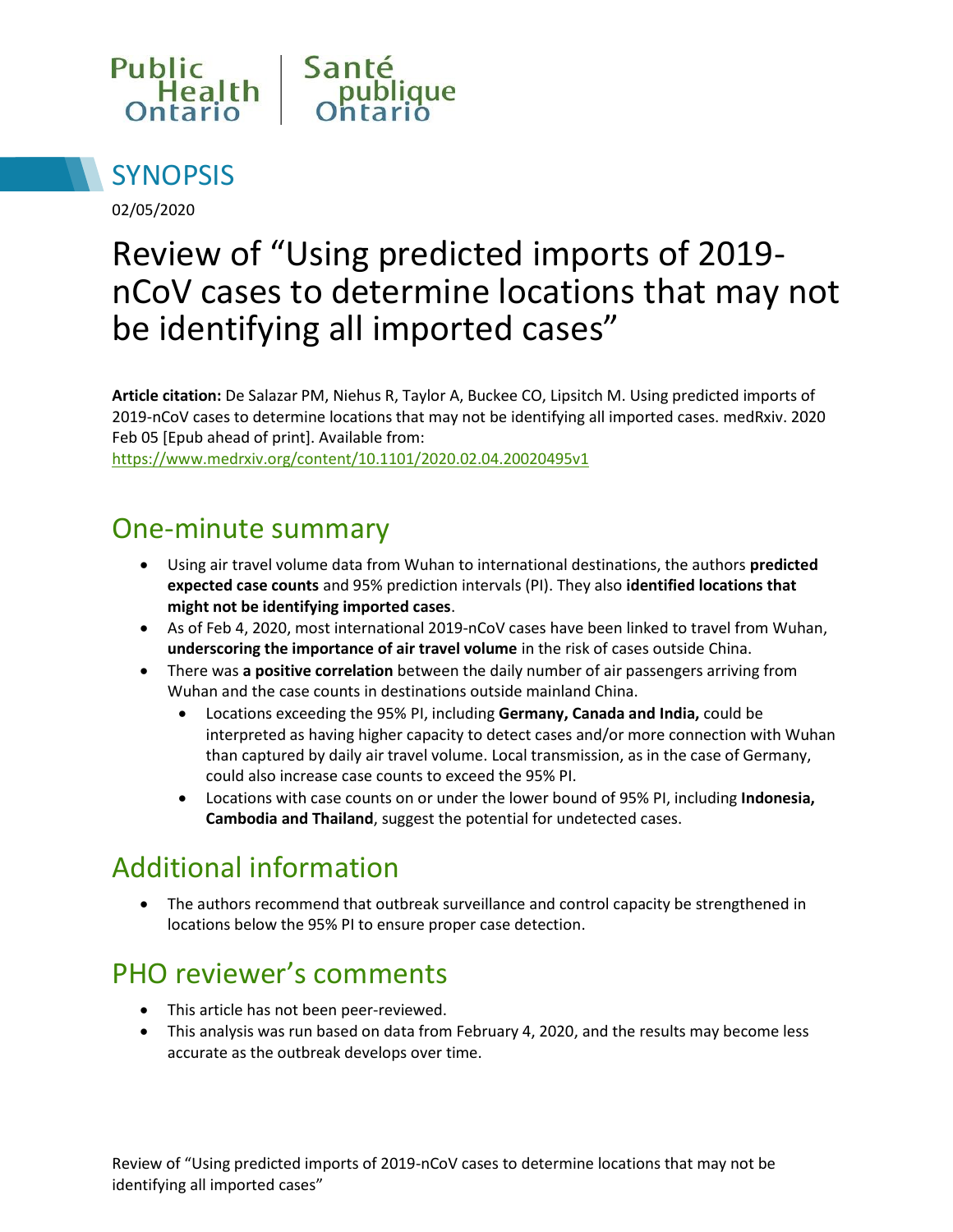Public Health Ontario | Santé publique Ontario

# SYNOPSIS

02/05/2020

# Review of "Using predicted imports of 2019-nCoV cases to determine locations that may not be identifying all imported cases"

**Article citation:** De Salazar PM, Niehus R, Taylor A, Buckee CO, Lipsitch M. Using predicted imports of 2019-nCoV cases to determine locations that may not be identifying all imported cases. medRxiv. 2020 Feb 05 [Epub ahead of print]. Available from: https://www.medrxiv.org/content/10.1101/2020.02.04.20020495v1

## One-minute summary

- Using air travel volume data from Wuhan to international destinations, the authors **predicted expected case counts** and 95% prediction intervals (PI). They also **identified locations that might not be identifying imported cases**.
- As of Feb 4, 2020, most international 2019-nCoV cases have been linked to travel from Wuhan, **underscoring the importance of air travel volume** in the risk of cases outside China.
- There was **a positive correlation** between the daily number of air passengers arriving from Wuhan and the case counts in destinations outside mainland China.
  - Locations exceeding the 95% PI, including **Germany, Canada and India,** could be interpreted as having higher capacity to detect cases and/or more connection with Wuhan than captured by daily air travel volume. Local transmission, as in the case of Germany, could also increase case counts to exceed the 95% PI.
  - Locations with case counts on or under the lower bound of 95% PI, including **Indonesia, Cambodia and Thailand**, suggest the potential for undetected cases.

## Additional information

- The authors recommend that outbreak surveillance and control capacity be strengthened in locations below the 95% PI to ensure proper case detection.

## PHO reviewer's comments

- This article has not been peer-reviewed.
- This analysis was run based on data from February 4, 2020, and the results may become less accurate as the outbreak develops over time.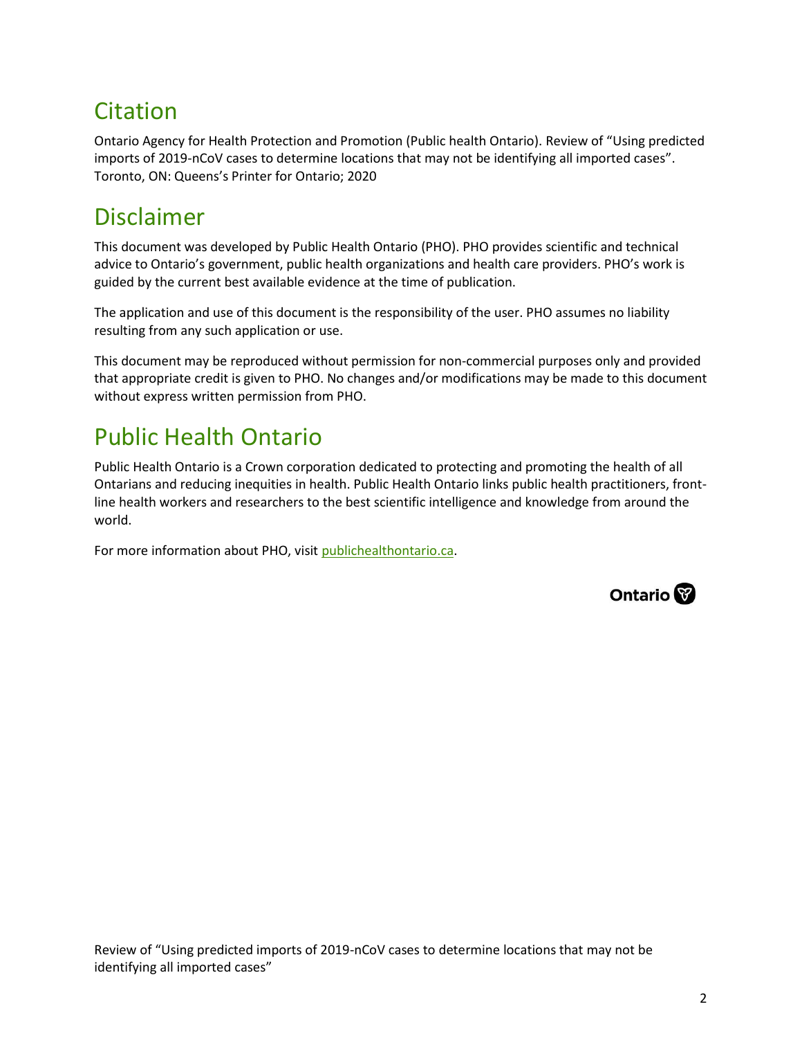# Citation

Ontario Agency for Health Protection and Promotion (Public health Ontario). Review of "Using predicted imports of 2019-nCoV cases to determine locations that may not be identifying all imported cases". Toronto, ON: Queens's Printer for Ontario; 2020

# Disclaimer

This document was developed by Public Health Ontario (PHO). PHO provides scientific and technical advice to Ontario's government, public health organizations and health care providers. PHO's work is guided by the current best available evidence at the time of publication.

The application and use of this document is the responsibility of the user. PHO assumes no liability resulting from any such application or use.

This document may be reproduced without permission for non-commercial purposes only and provided that appropriate credit is given to PHO. No changes and/or modifications may be made to this document without express written permission from PHO.

# Public Health Ontario

Public Health Ontario is a Crown corporation dedicated to protecting and promoting the health of all Ontarians and reducing inequities in health. Public Health Ontario links public health practitioners, front-line health workers and researchers to the best scientific intelligence and knowledge from around the world.

For more information about PHO, visit publichealthontario.ca.

Ontario